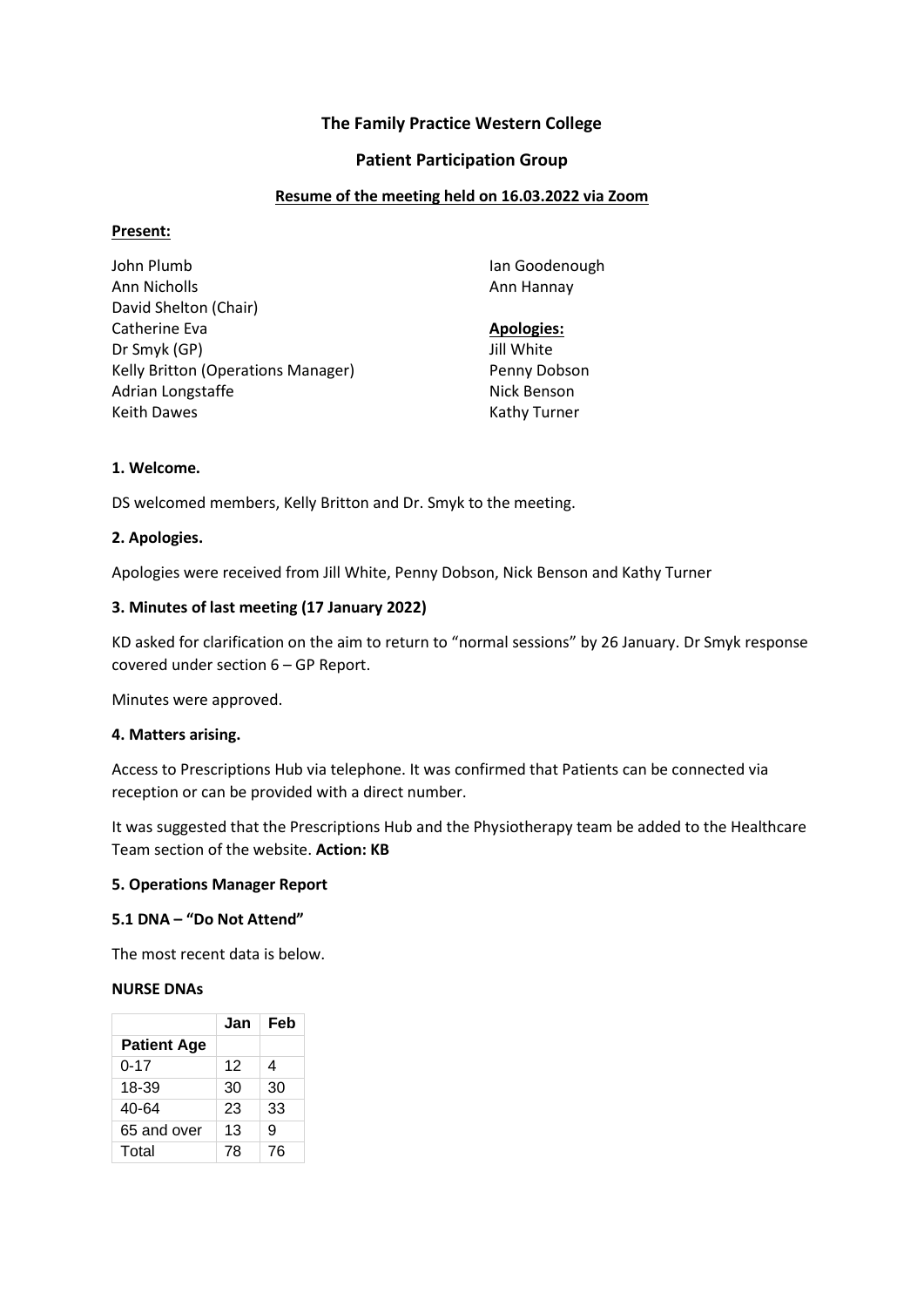# The Family Practice Western College

## Patient Participation Group

### Resume of the meeting held on 16.03.2022 via Zoom

**Present:**

John Plumb
Ann Nicholls
David Shelton (Chair)
Catherine Eva
Dr Smyk (GP)
Kelly Britton (Operations Manager)
Adrian Longstaffe
Keith Dawes
Ian Goodenough
Ann Hannay

**Apologies:**

Jill White
Penny Dobson
Nick Benson
Kathy Turner

**1. Welcome.**

DS welcomed members, Kelly Britton and Dr. Smyk to the meeting.

**2. Apologies.**

Apologies were received from Jill White, Penny Dobson, Nick Benson and Kathy Turner

**3. Minutes of last meeting (17 January 2022)**

KD asked for clarification on the aim to return to "normal sessions" by 26 January. Dr Smyk response covered under section 6 – GP Report.

Minutes were approved.

**4. Matters arising.**

Access to Prescriptions Hub via telephone. It was confirmed that Patients can be connected via reception or can be provided with a direct number.

It was suggested that the Prescriptions Hub and the Physiotherapy team be added to the Healthcare Team section of the website. **Action: KB**

**5. Operations Manager Report**

**5.1 DNA – "Do Not Attend"**

The most recent data is below.

**NURSE DNAs**

| | Jan | Feb |
|---|---|---|
| **Patient Age** | | |
| 0-17 | 12 | 4 |
| 18-39 | 30 | 30 |
| 40-64 | 23 | 33 |
| 65 and over | 13 | 9 |
| Total | 78 | 76 |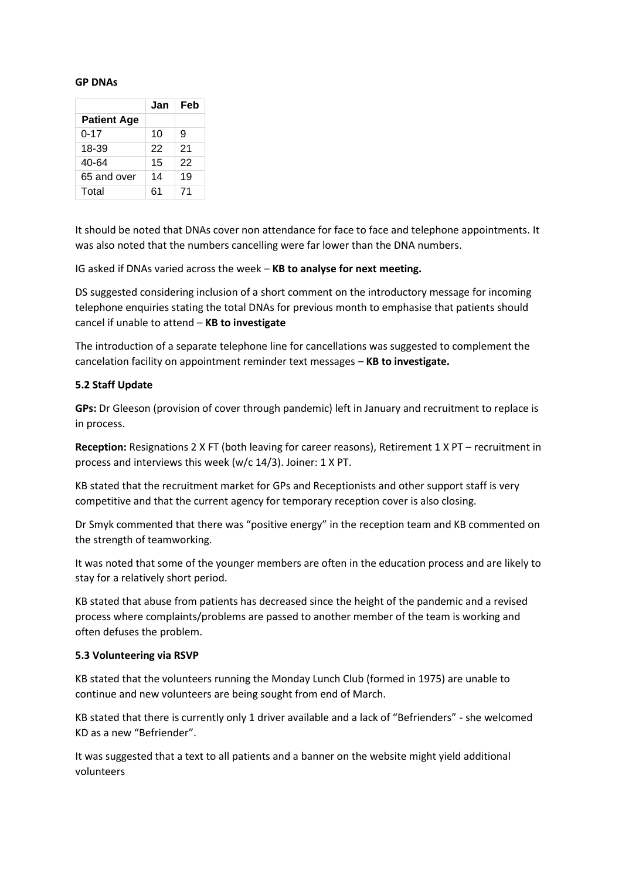**GP DNAs**

| | Jan | Feb |
|---|---|---|
| **Patient Age** | | |
| 0-17 | 10 | 9 |
| 18-39 | 22 | 21 |
| 40-64 | 15 | 22 |
| 65 and over | 14 | 19 |
| Total | 61 | 71 |

It should be noted that DNAs cover non attendance for face to face and telephone appointments. It was also noted that the numbers cancelling were far lower than the DNA numbers.

IG asked if DNAs varied across the week – **KB to analyse for next meeting.**

DS suggested considering inclusion of a short comment on the introductory message for incoming telephone enquiries stating the total DNAs for previous month to emphasise that patients should cancel if unable to attend – **KB to investigate**

The introduction of a separate telephone line for cancellations was suggested to complement the cancelation facility on appointment reminder text messages – **KB to investigate.**

**5.2 Staff Update**

**GPs:** Dr Gleeson (provision of cover through pandemic) left in January and recruitment to replace is in process.

**Reception:** Resignations 2 X FT (both leaving for career reasons), Retirement 1 X PT – recruitment in process and interviews this week (w/c 14/3). Joiner: 1 X PT.

KB stated that the recruitment market for GPs and Receptionists and other support staff is very competitive and that the current agency for temporary reception cover is also closing.

Dr Smyk commented that there was "positive energy" in the reception team and KB commented on the strength of teamworking.

It was noted that some of the younger members are often in the education process and are likely to stay for a relatively short period.

KB stated that abuse from patients has decreased since the height of the pandemic and a revised process where complaints/problems are passed to another member of the team is working and often defuses the problem.

**5.3 Volunteering via RSVP**

KB stated that the volunteers running the Monday Lunch Club (formed in 1975) are unable to continue and new volunteers are being sought from end of March.

KB stated that there is currently only 1 driver available and a lack of "Befrienders" - she welcomed KD as a new "Befriender".

It was suggested that a text to all patients and a banner on the website might yield additional volunteers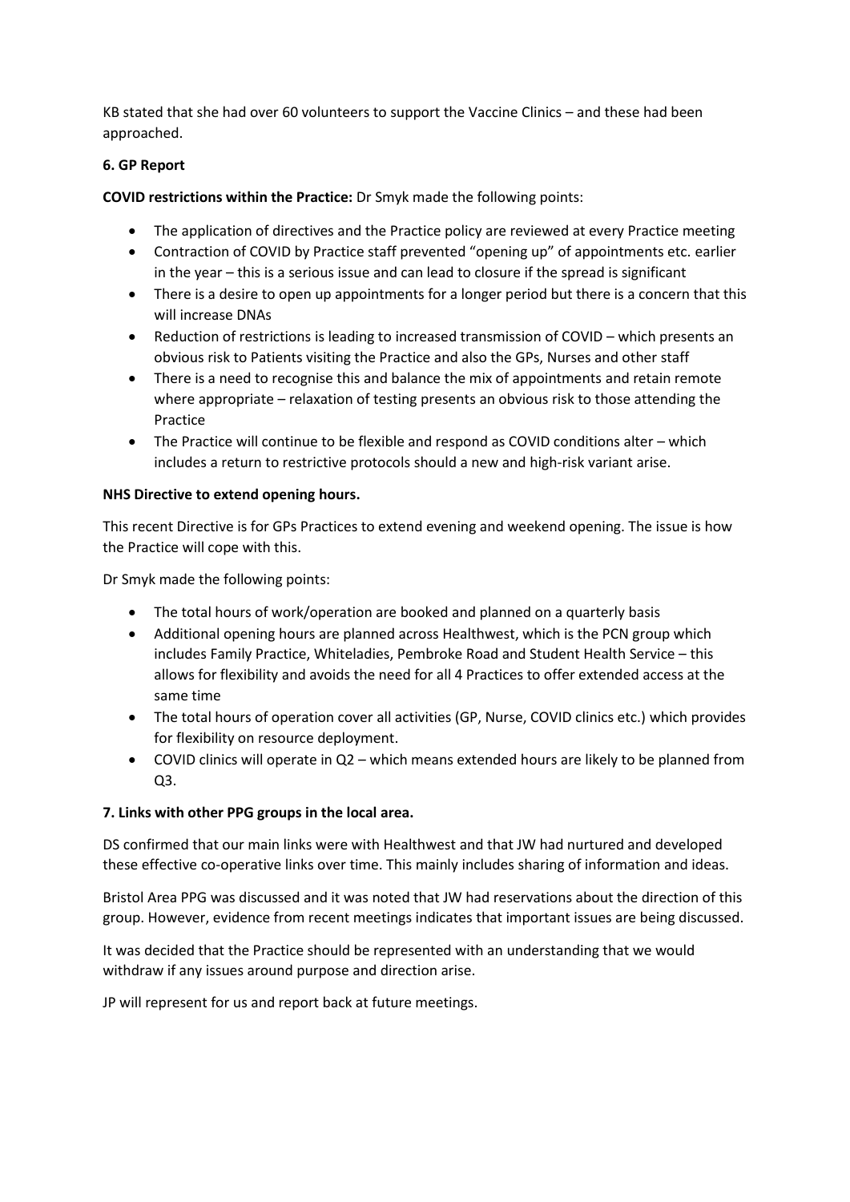KB stated that she had over 60 volunteers to support the Vaccine Clinics – and these had been approached.

**6. GP Report**

**COVID restrictions within the Practice:** Dr Smyk made the following points:

- The application of directives and the Practice policy are reviewed at every Practice meeting
- Contraction of COVID by Practice staff prevented "opening up" of appointments etc. earlier in the year – this is a serious issue and can lead to closure if the spread is significant
- There is a desire to open up appointments for a longer period but there is a concern that this will increase DNAs
- Reduction of restrictions is leading to increased transmission of COVID – which presents an obvious risk to Patients visiting the Practice and also the GPs, Nurses and other staff
- There is a need to recognise this and balance the mix of appointments and retain remote where appropriate – relaxation of testing presents an obvious risk to those attending the Practice
- The Practice will continue to be flexible and respond as COVID conditions alter – which includes a return to restrictive protocols should a new and high-risk variant arise.

**NHS Directive to extend opening hours.**

This recent Directive is for GPs Practices to extend evening and weekend opening. The issue is how the Practice will cope with this.

Dr Smyk made the following points:

- The total hours of work/operation are booked and planned on a quarterly basis
- Additional opening hours are planned across Healthwest, which is the PCN group which includes Family Practice, Whiteladies, Pembroke Road and Student Health Service – this allows for flexibility and avoids the need for all 4 Practices to offer extended access at the same time
- The total hours of operation cover all activities (GP, Nurse, COVID clinics etc.) which provides for flexibility on resource deployment.
- COVID clinics will operate in Q2 – which means extended hours are likely to be planned from Q3.

**7. Links with other PPG groups in the local area.**

DS confirmed that our main links were with Healthwest and that JW had nurtured and developed these effective co-operative links over time. This mainly includes sharing of information and ideas.

Bristol Area PPG was discussed and it was noted that JW had reservations about the direction of this group. However, evidence from recent meetings indicates that important issues are being discussed.

It was decided that the Practice should be represented with an understanding that we would withdraw if any issues around purpose and direction arise.

JP will represent for us and report back at future meetings.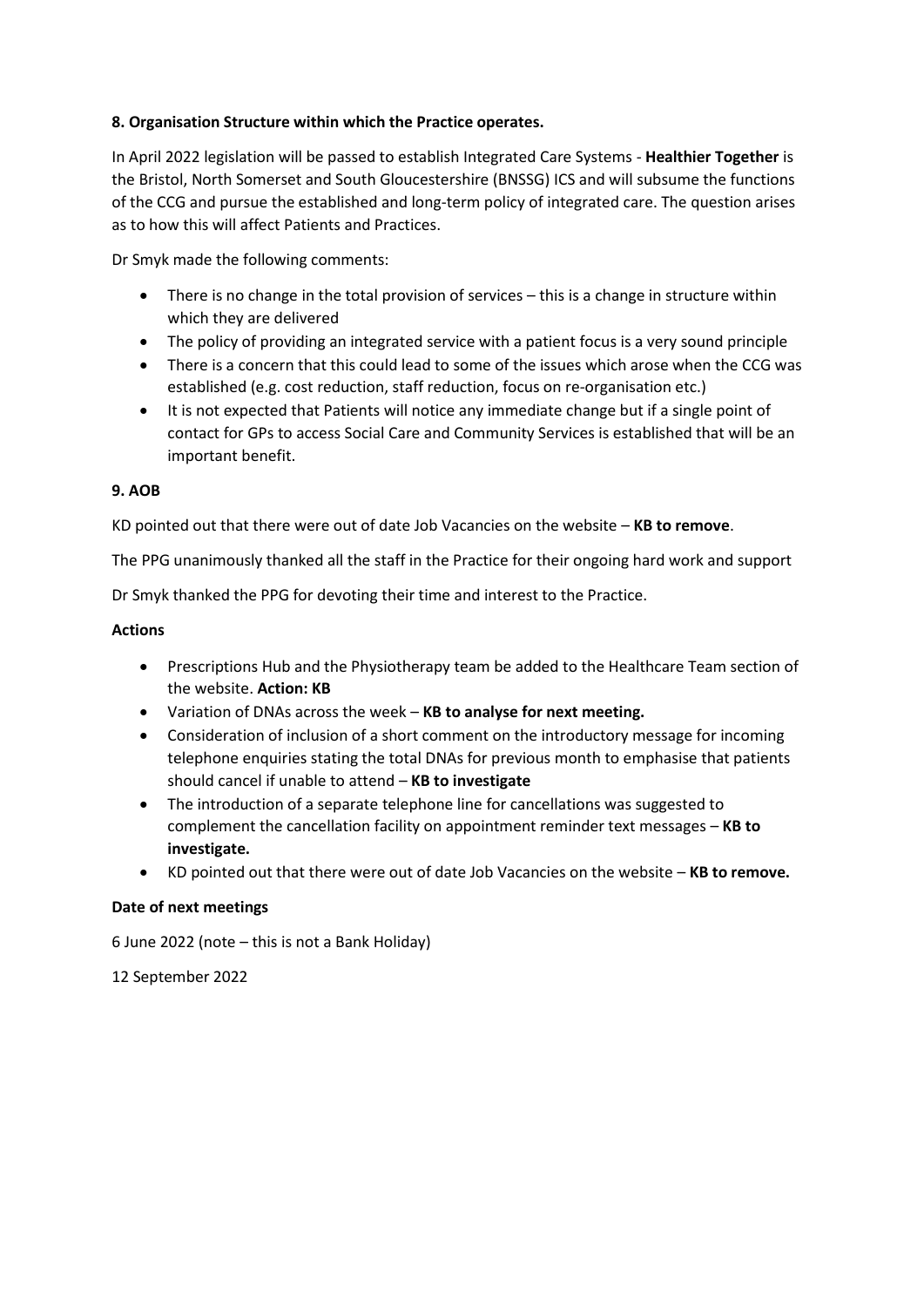**8. Organisation Structure within which the Practice operates.**

In April 2022 legislation will be passed to establish Integrated Care Systems - **Healthier Together** is the Bristol, North Somerset and South Gloucestershire (BNSSG) ICS and will subsume the functions of the CCG and pursue the established and long-term policy of integrated care. The question arises as to how this will affect Patients and Practices.

Dr Smyk made the following comments:

- There is no change in the total provision of services – this is a change in structure within which they are delivered
- The policy of providing an integrated service with a patient focus is a very sound principle
- There is a concern that this could lead to some of the issues which arose when the CCG was established (e.g. cost reduction, staff reduction, focus on re-organisation etc.)
- It is not expected that Patients will notice any immediate change but if a single point of contact for GPs to access Social Care and Community Services is established that will be an important benefit.

**9. AOB**

KD pointed out that there were out of date Job Vacancies on the website – **KB to remove**.

The PPG unanimously thanked all the staff in the Practice for their ongoing hard work and support

Dr Smyk thanked the PPG for devoting their time and interest to the Practice.

**Actions**

- Prescriptions Hub and the Physiotherapy team be added to the Healthcare Team section of the website. **Action: KB**
- Variation of DNAs across the week – **KB to analyse for next meeting.**
- Consideration of inclusion of a short comment on the introductory message for incoming telephone enquiries stating the total DNAs for previous month to emphasise that patients should cancel if unable to attend – **KB to investigate**
- The introduction of a separate telephone line for cancellations was suggested to complement the cancellation facility on appointment reminder text messages – **KB to investigate.**
- KD pointed out that there were out of date Job Vacancies on the website – **KB to remove.**

**Date of next meetings**

6 June 2022 (note – this is not a Bank Holiday)

12 September 2022